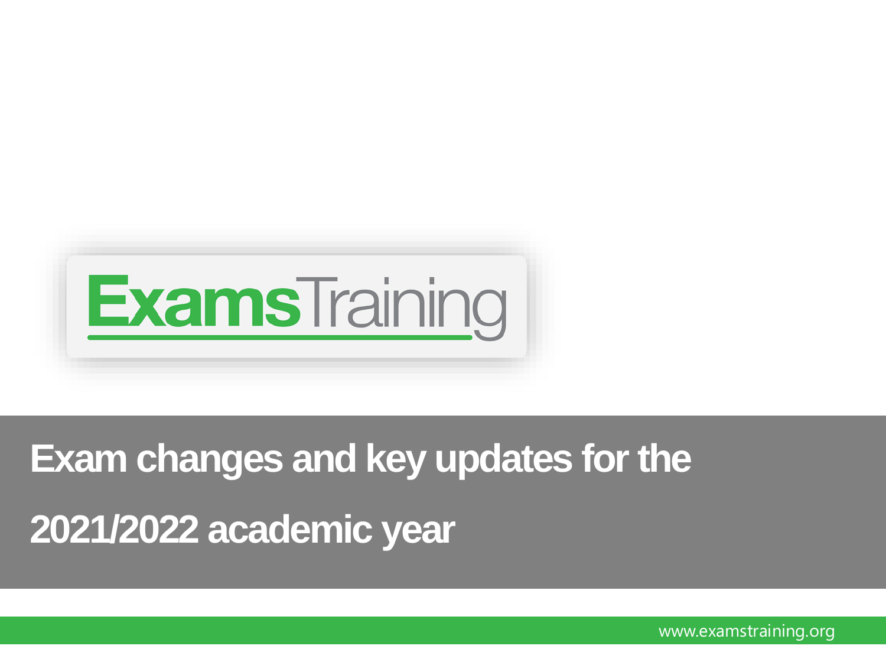ExamsTraining

# Exam changes and key updates for the 2021/2022 academic year

www.examstraining.org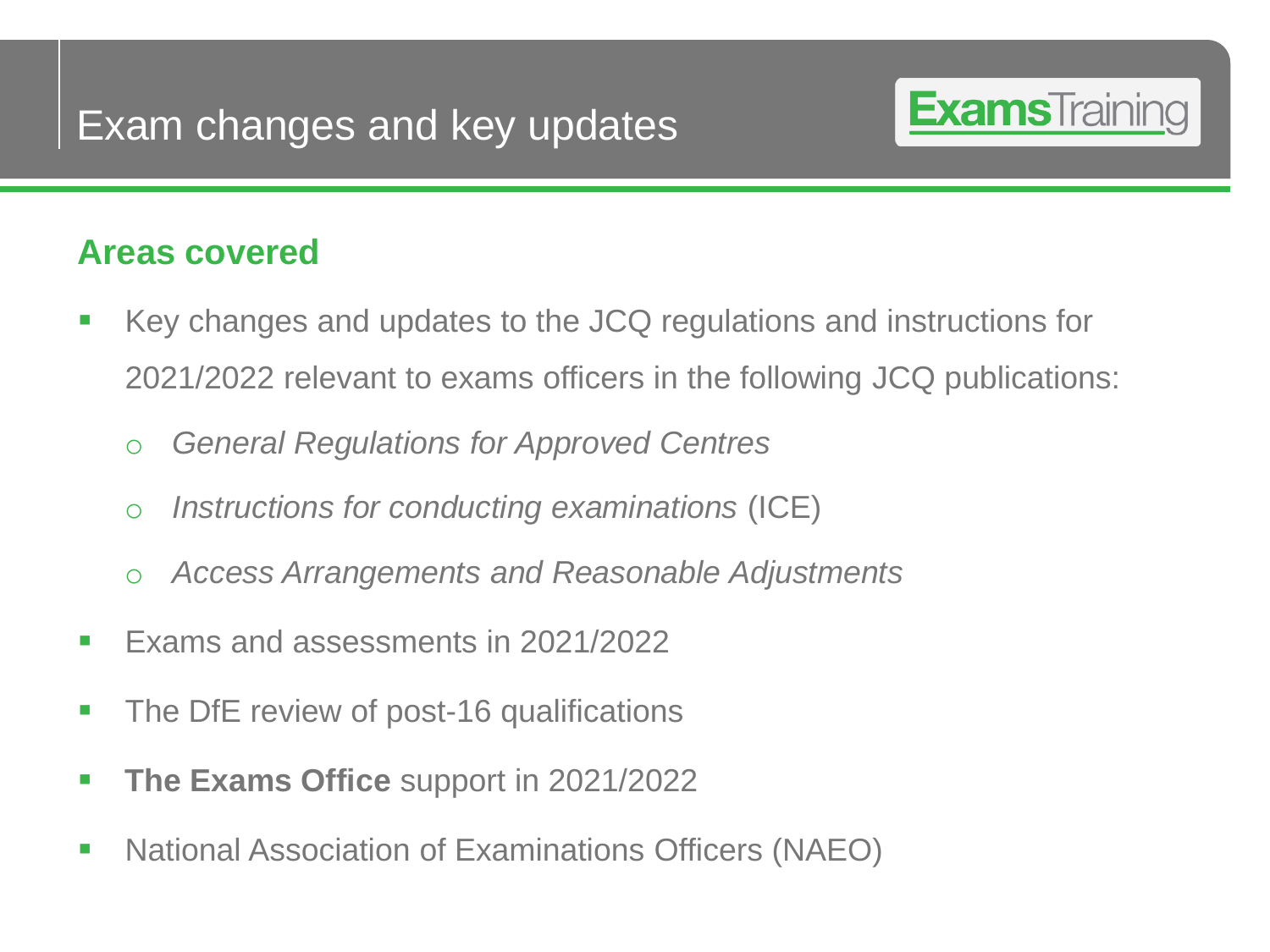# Exam changes and key updates

## Areas covered

- Key changes and updates to the JCQ regulations and instructions for 2021/2022 relevant to exams officers in the following JCQ publications:
  - *General Regulations for Approved Centres*
  - *Instructions for conducting examinations* (ICE)
  - *Access Arrangements and Reasonable Adjustments*
- Exams and assessments in 2021/2022
- The DfE review of post-16 qualifications
- **The Exams Office** support in 2021/2022
- National Association of Examinations Officers (NAEO)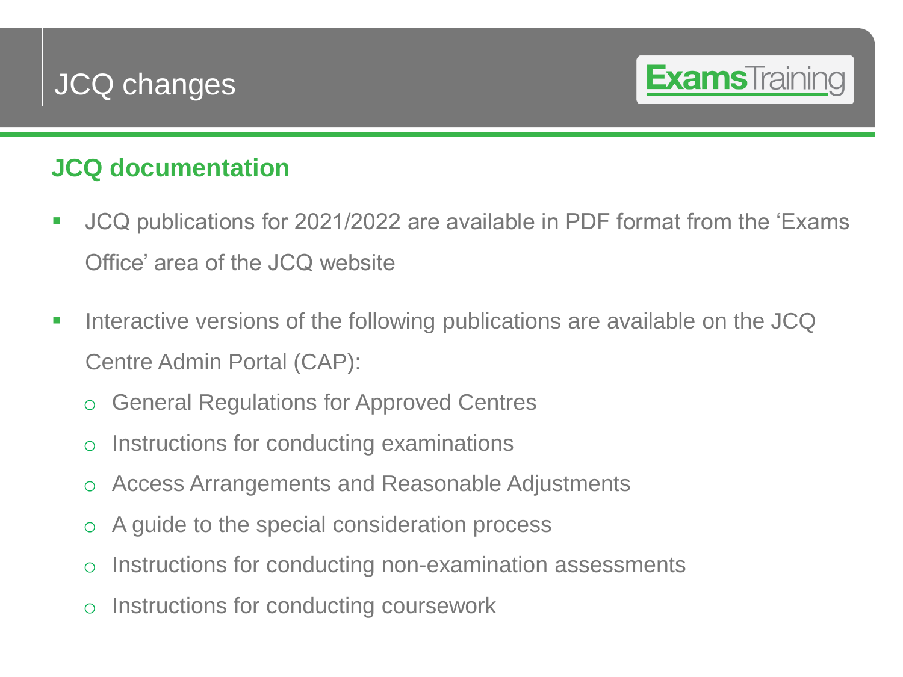# JCQ changes

## JCQ documentation

- JCQ publications for 2021/2022 are available in PDF format from the ‘Exams Office’ area of the JCQ website
- Interactive versions of the following publications are available on the JCQ Centre Admin Portal (CAP):
  - General Regulations for Approved Centres
  - Instructions for conducting examinations
  - Access Arrangements and Reasonable Adjustments
  - A guide to the special consideration process
  - Instructions for conducting non-examination assessments
  - Instructions for conducting coursework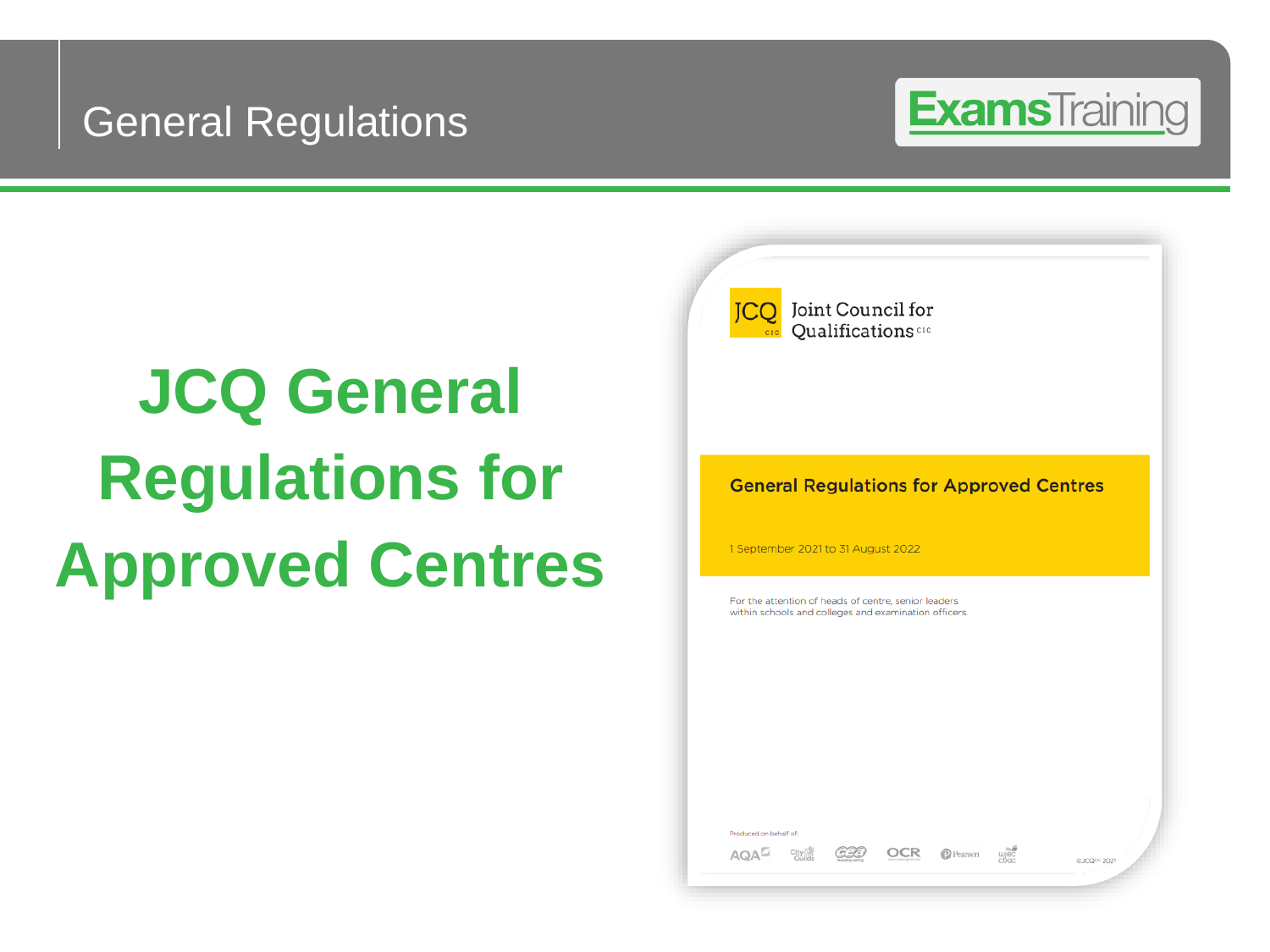# General Regulations

## JCQ General Regulations for Approved Centres

JCQ Joint Council for Qualifications CIC

**General Regulations for Approved Centres**

1 September 2021 to 31 August 2022

For the attention of heads of centre, senior leaders within schools and colleges and examination officers.

Produced on behalf of: AQA, City & Guilds, CCEA, OCR, Pearson, WJEC CBAC

©JCQCIC 2021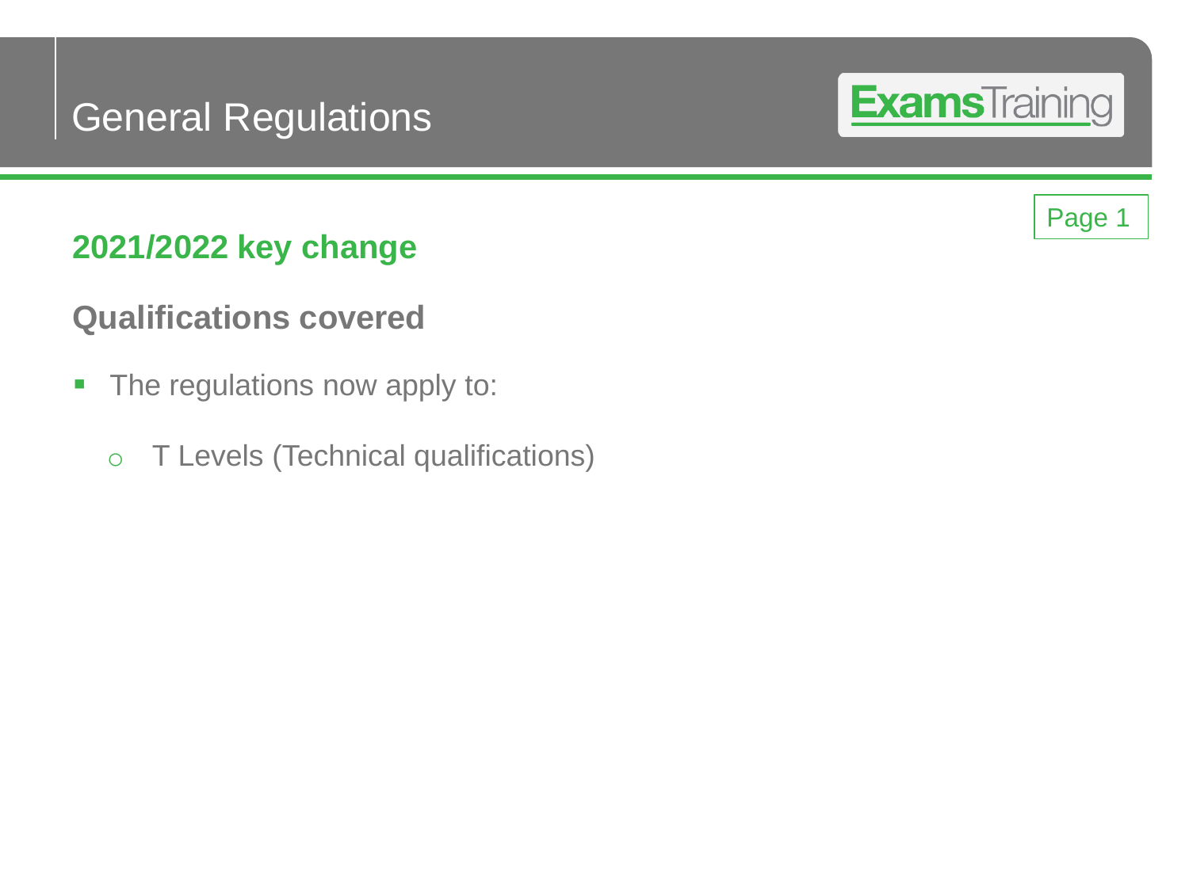# General Regulations

Page 1

## 2021/2022 key change

### Qualifications covered

- The regulations now apply to:
  - T Levels (Technical qualifications)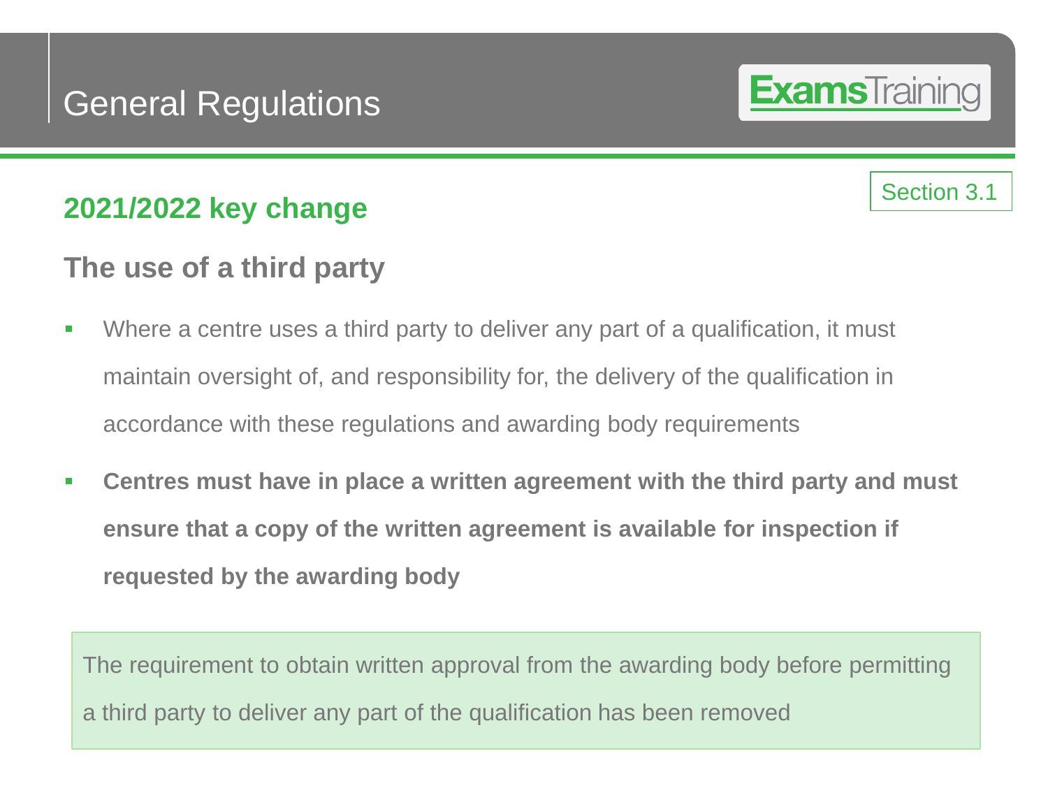# General Regulations

Section 3.1

## 2021/2022 key change

### The use of a third party

- Where a centre uses a third party to deliver any part of a qualification, it must maintain oversight of, and responsibility for, the delivery of the qualification in accordance with these regulations and awarding body requirements
- **Centres must have in place a written agreement with the third party and must ensure that a copy of the written agreement is available for inspection if requested by the awarding body**

The requirement to obtain written approval from the awarding body before permitting a third party to deliver any part of the qualification has been removed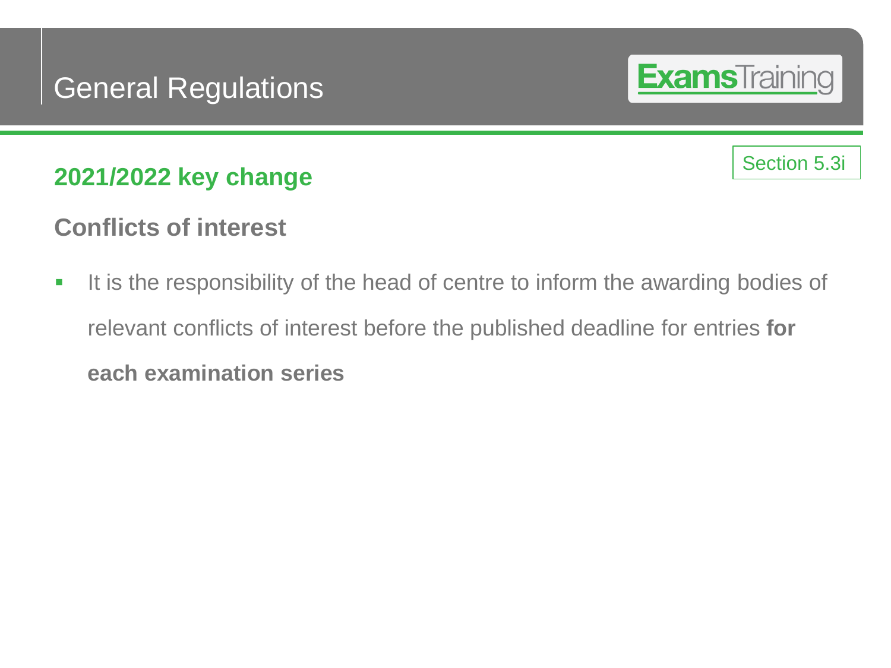# General Regulations

Section 5.3i

## 2021/2022 key change

### Conflicts of interest

- It is the responsibility of the head of centre to inform the awarding bodies of relevant conflicts of interest before the published deadline for entries **for each examination series**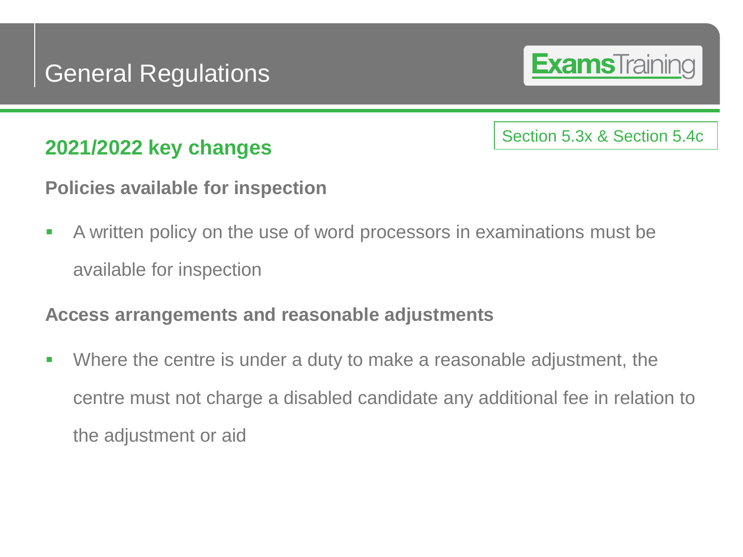# General Regulations

ExamsTraining

Section 5.3x & Section 5.4c

## 2021/2022 key changes

### Policies available for inspection

- A written policy on the use of word processors in examinations must be available for inspection

### Access arrangements and reasonable adjustments

- Where the centre is under a duty to make a reasonable adjustment, the centre must not charge a disabled candidate any additional fee in relation to the adjustment or aid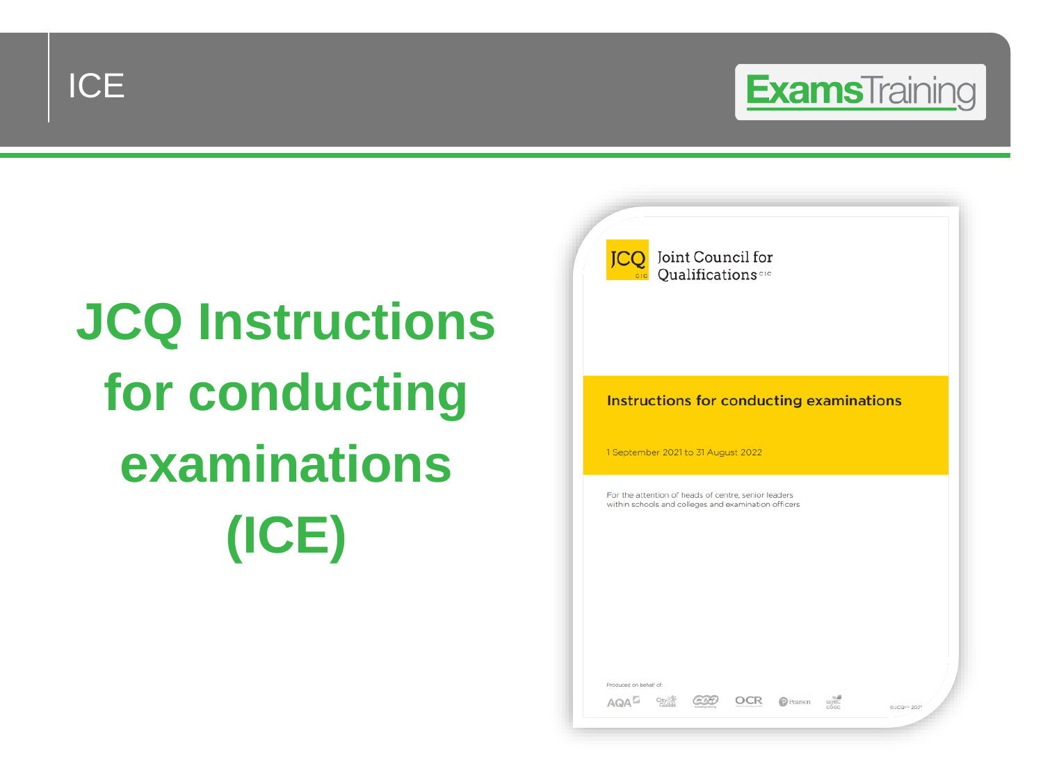# ICE

## JCQ Instructions for conducting examinations (ICE)

JCQ Joint Council for Qualifications CIC

Instructions for conducting examinations

1 September 2021 to 31 August 2022

For the attention of heads of centre, senior leaders within schools and colleges and examination officers

Produced on behalf of:

AQA City & Guilds CCEA OCR Pearson WJEC CBAC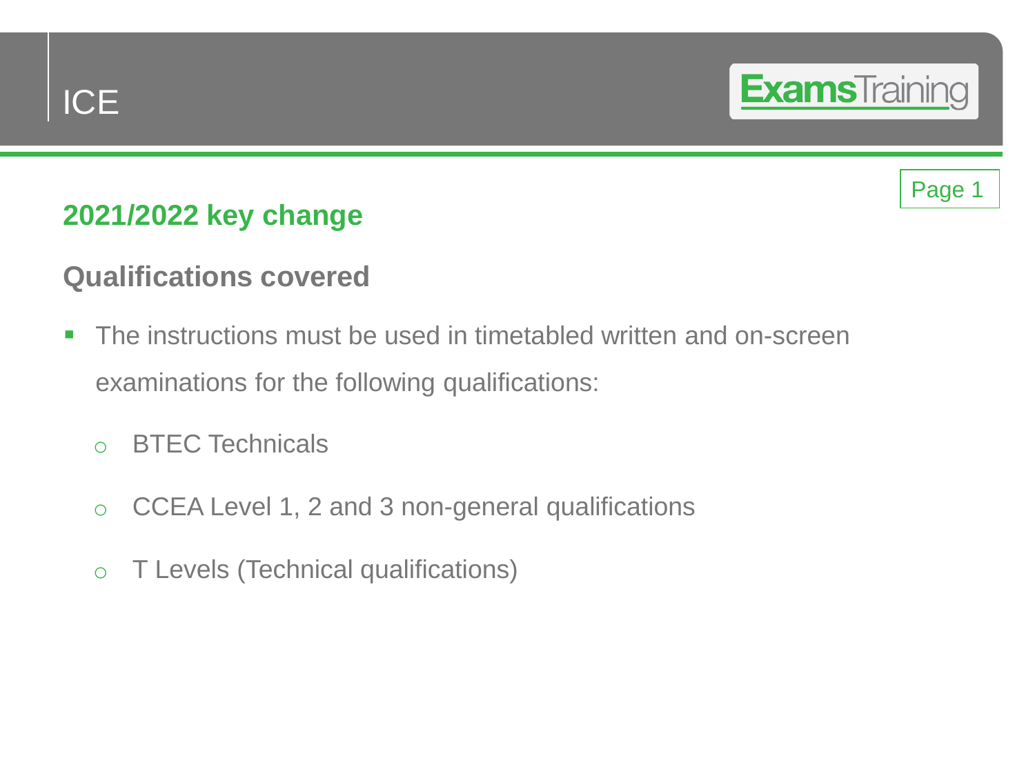# ICE

Page 1

## 2021/2022 key change

### Qualifications covered

- The instructions must be used in timetabled written and on-screen examinations for the following qualifications:
  - BTEC Technicals
  - CCEA Level 1, 2 and 3 non-general qualifications
  - T Levels (Technical qualifications)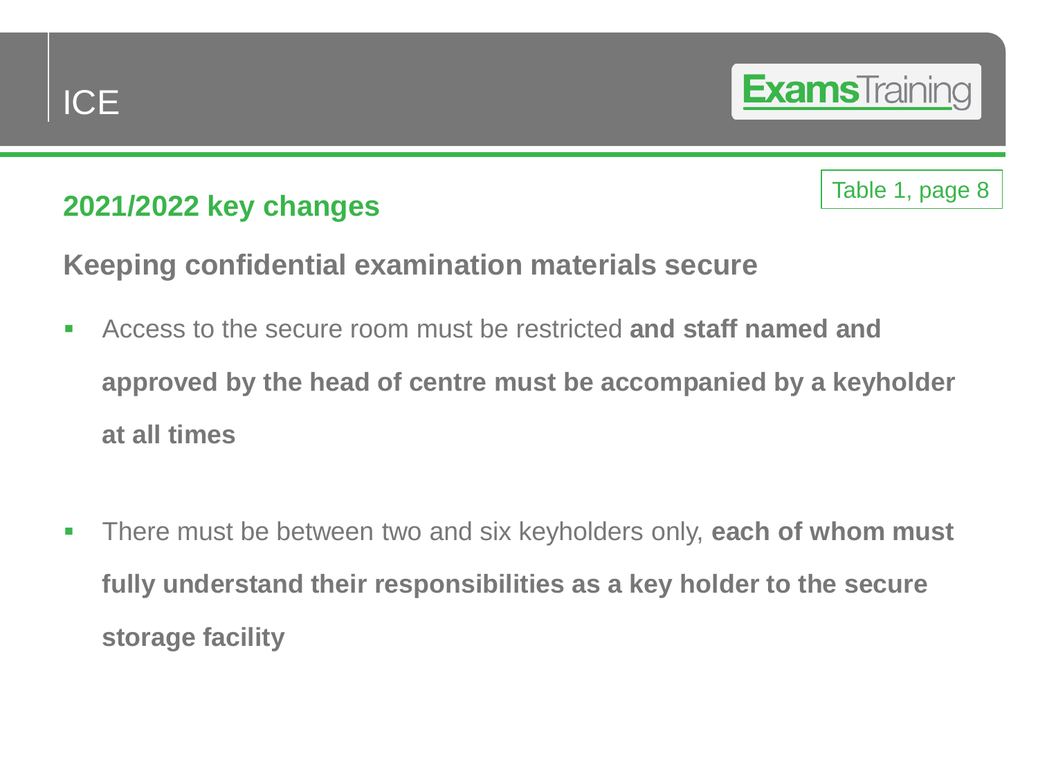ICE

## 2021/2022 key changes

Table 1, page 8

### Keeping confidential examination materials secure

- Access to the secure room must be restricted **and staff named and approved by the head of centre must be accompanied by a keyholder at all times**
- There must be between two and six keyholders only, **each of whom must fully understand their responsibilities as a key holder to the secure storage facility**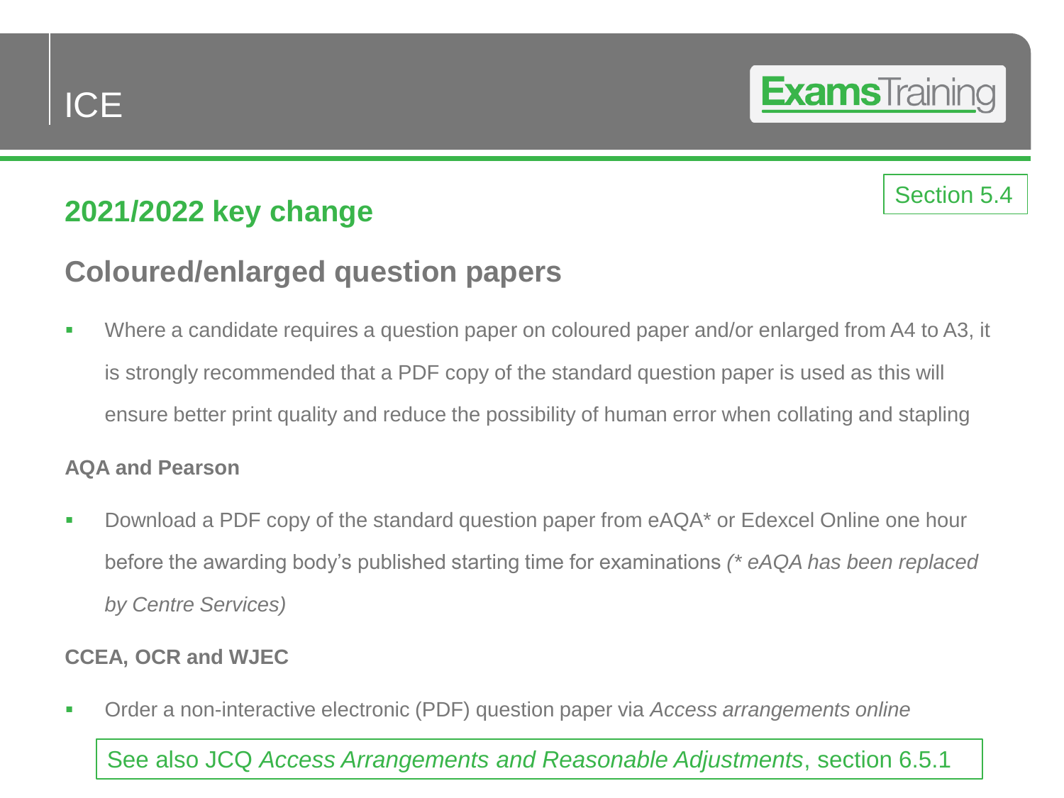ICE

## 2021/2022 key change

Section 5.4

## Coloured/enlarged question papers

- Where a candidate requires a question paper on coloured paper and/or enlarged from A4 to A3, it is strongly recommended that a PDF copy of the standard question paper is used as this will ensure better print quality and reduce the possibility of human error when collating and stapling

**AQA and Pearson**

- Download a PDF copy of the standard question paper from eAQA* or Edexcel Online one hour before the awarding body's published starting time for examinations *(* eAQA has been replaced by Centre Services)*

**CCEA, OCR and WJEC**

- Order a non-interactive electronic (PDF) question paper via *Access arrangements online*

See also JCQ *Access Arrangements and Reasonable Adjustments*, section 6.5.1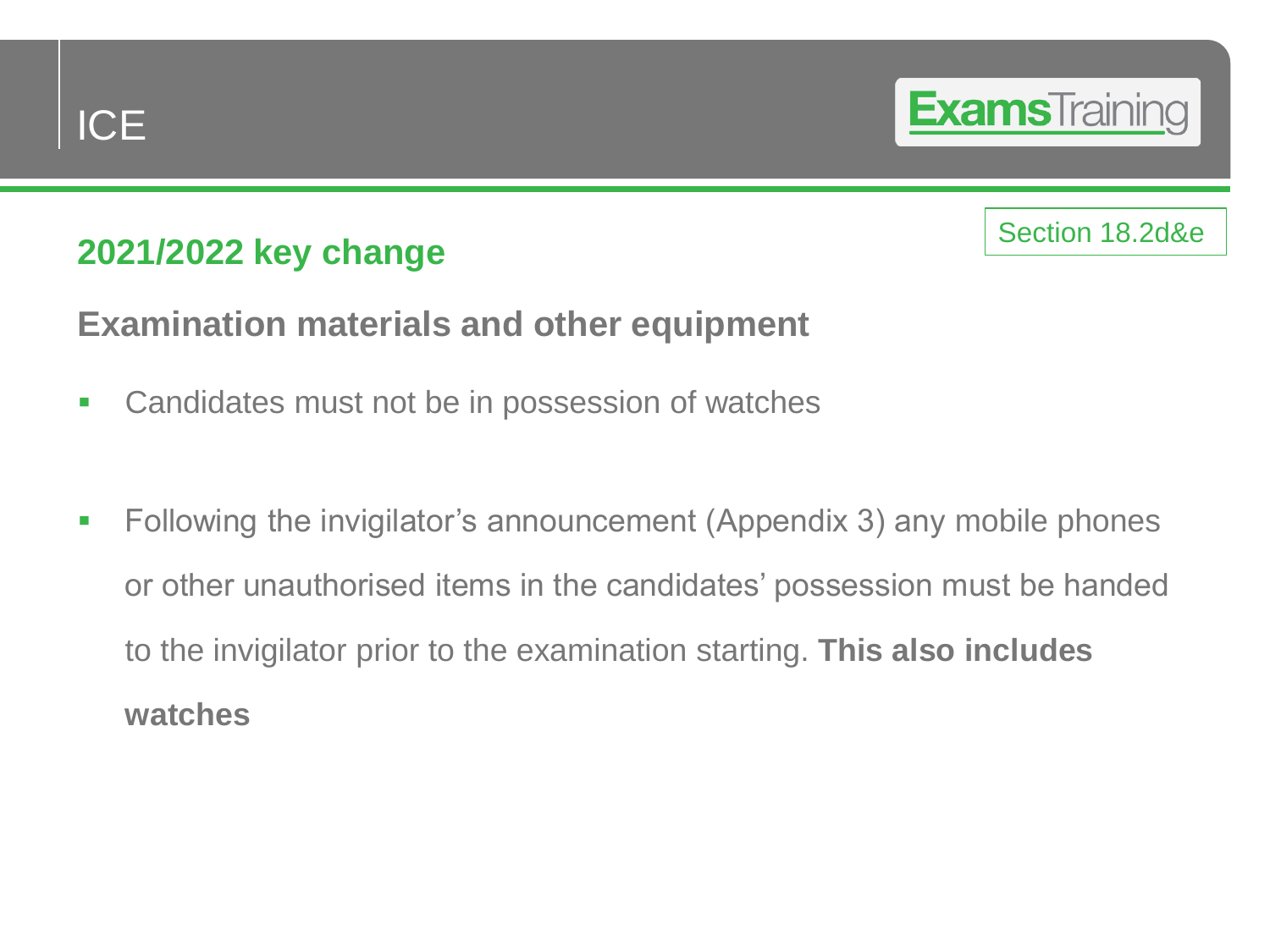ICE

ExamsTraining

Section 18.2d&e

## 2021/2022 key change

### Examination materials and other equipment

- Candidates must not be in possession of watches
- Following the invigilator's announcement (Appendix 3) any mobile phones or other unauthorised items in the candidates' possession must be handed to the invigilator prior to the examination starting. **This also includes watches**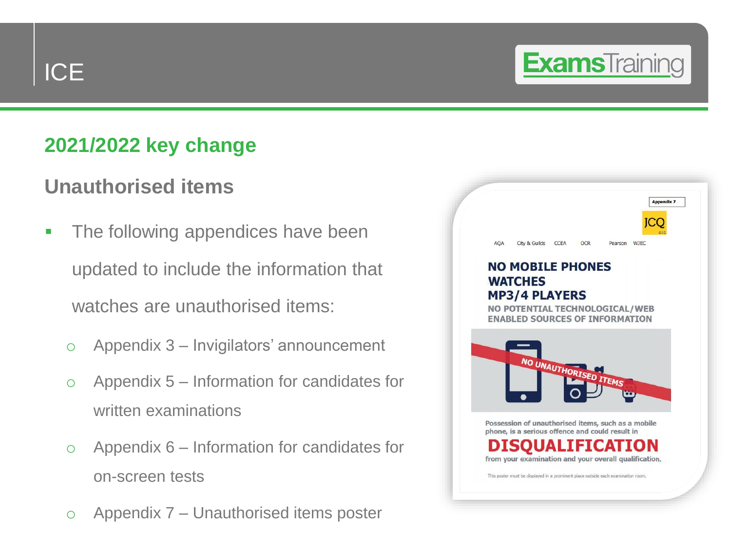ICE

## 2021/2022 key change

### Unauthorised items

- The following appendices have been updated to include the information that watches are unauthorised items:
  - Appendix 3 – Invigilators' announcement
  - Appendix 5 – Information for candidates for written examinations
  - Appendix 6 – Information for candidates for on-screen tests
  - Appendix 7 – Unauthorised items poster

Appendix 7

JCQ

AQA City & Guilds CCEA OCR Pearson WJEC

**NO MOBILE PHONES**
**WATCHES**
**MP3/4 PLAYERS**
**NO POTENTIAL TECHNOLOGICAL/WEB ENABLED SOURCES OF INFORMATION**

NO UNAUTHORISED ITEMS

Possession of unauthorised items, such as a mobile phone, is a serious offence and could result in

**DISQUALIFICATION**

from your examination and your overall qualification.

This poster must be displayed in a prominent place outside each examination room.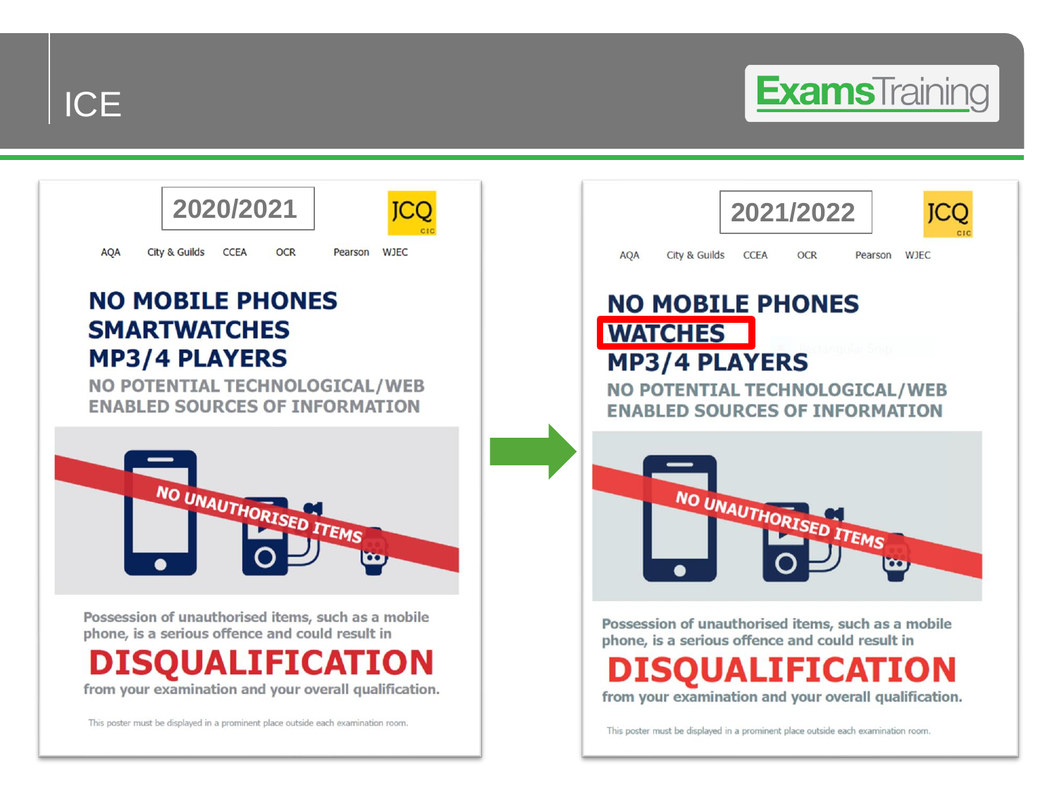# ICE

ExamsTraining

**2020/2021**

JCQ CIC

AQA City & Guilds CCEA OCR Pearson WJEC

**NO MOBILE PHONES**
**SMARTWATCHES**
**MP3/4 PLAYERS**

**NO POTENTIAL TECHNOLOGICAL/WEB ENABLED SOURCES OF INFORMATION**

NO UNAUTHORISED ITEMS

Possession of unauthorised items, such as a mobile phone, is a serious offence and could result in

**DISQUALIFICATION**

from your examination and your overall qualification.

This poster must be displayed in a prominent place outside each examination room.

→

**2021/2022**

JCQ CIC

AQA City & Guilds CCEA OCR Pearson WJEC

**NO MOBILE PHONES**
**WATCHES**
**MP3/4 PLAYERS**

**NO POTENTIAL TECHNOLOGICAL/WEB ENABLED SOURCES OF INFORMATION**

NO UNAUTHORISED ITEMS

Possession of unauthorised items, such as a mobile phone, is a serious offence and could result in

**DISQUALIFICATION**

from your examination and your overall qualification.

This poster must be displayed in a prominent place outside each examination room.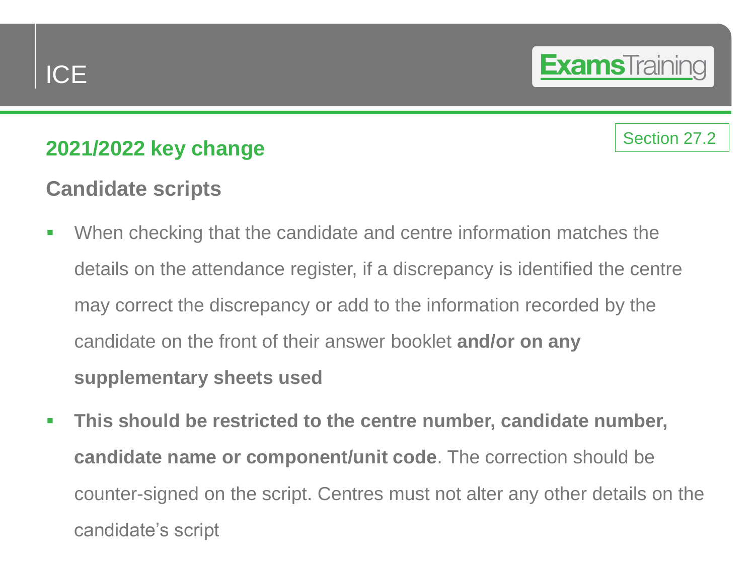ICE

**2021/2022 key change**

Section 27.2

## Candidate scripts

- When checking that the candidate and centre information matches the details on the attendance register, if a discrepancy is identified the centre may correct the discrepancy or add to the information recorded by the candidate on the front of their answer booklet **and/or on any supplementary sheets used**
- **This should be restricted to the centre number, candidate number, candidate name or component/unit code**. The correction should be counter-signed on the script. Centres must not alter any other details on the candidate's script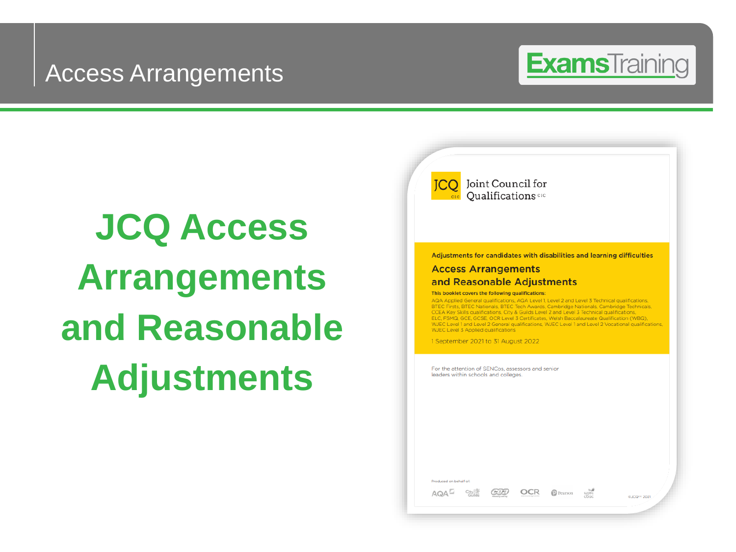# Access Arrangements

ExamsTraining

## JCQ Access Arrangements and Reasonable Adjustments

JCQ CIC Joint Council for Qualifications CIC

Adjustments for candidates with disabilities and learning difficulties

**Access Arrangements and Reasonable Adjustments**

**This booklet covers the following qualifications:**

AQA Applied General qualifications, AQA Level 1, Level 2 and Level 3 Technical qualifications, BTEC Firsts, BTEC Nationals, BTEC Tech Awards, Cambridge Nationals, Cambridge Technicals, CCEA Key Skills qualifications, City & Guilds Level 2 and Level 3 Technical qualifications, ELC, FSMQ, GCE, GCSE, OCR Level 3 Certificates, Welsh Baccalaureate Qualification (WBQ), WJEC Level 1 and Level 2 General qualifications, WJEC Level 1 and Level 2 Vocational qualifications, WJEC Level 3 Applied qualifications

1 September 2021 to 31 August 2022

For the attention of SENCos, assessors and senior leaders within schools and colleges.

Produced on behalf of: AQA, City & Guilds, CCEA, OCR, Pearson, WJEC CBAC

©JCQCIC 2021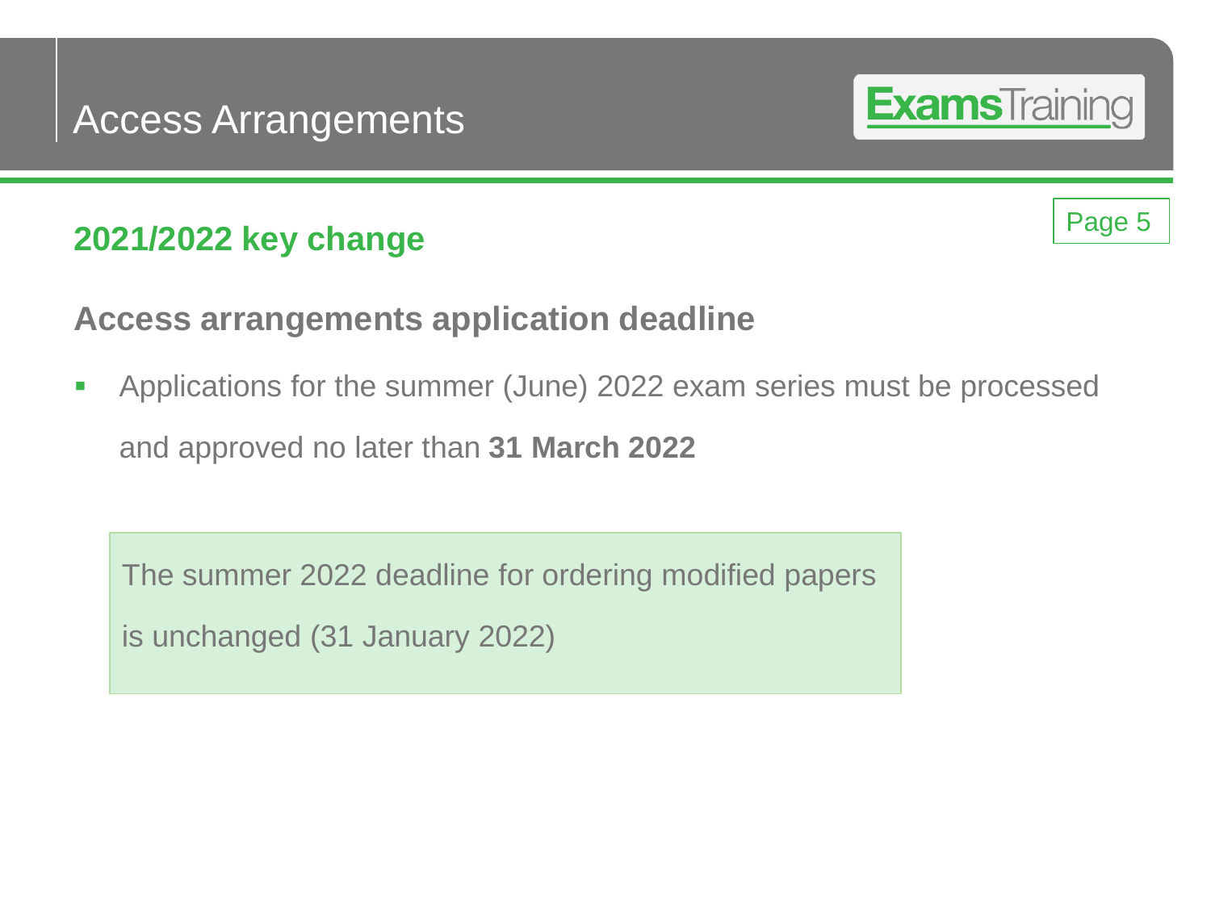# Access Arrangements

## 2021/2022 key change

Page 5

### Access arrangements application deadline

- Applications for the summer (June) 2022 exam series must be processed and approved no later than **31 March 2022**

> The summer 2022 deadline for ordering modified papers is unchanged (31 January 2022)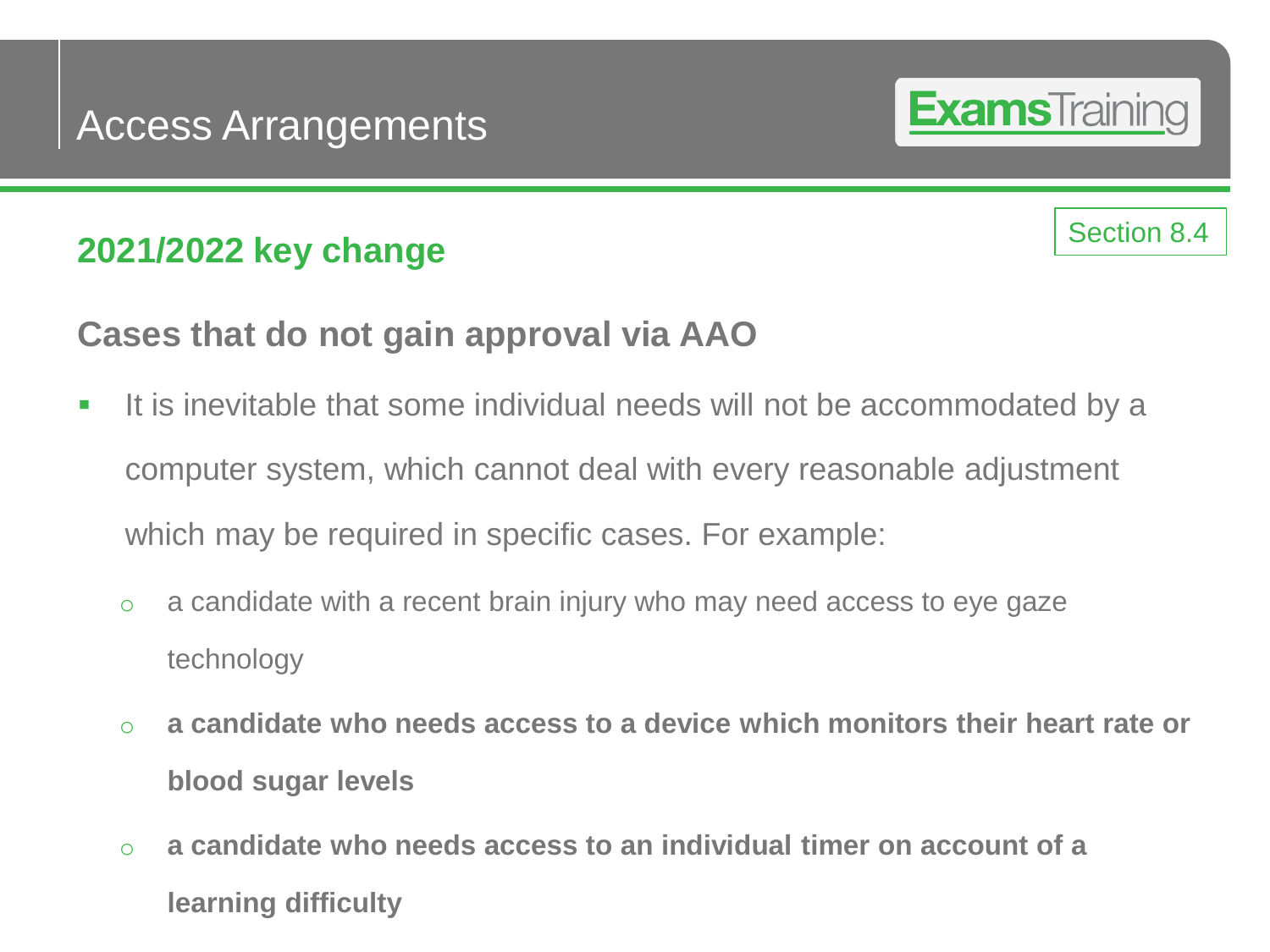# Access Arrangements

ExamsTraining

## 2021/2022 key change

Section 8.4

### Cases that do not gain approval via AAO

- It is inevitable that some individual needs will not be accommodated by a computer system, which cannot deal with every reasonable adjustment which may be required in specific cases. For example:
  - a candidate with a recent brain injury who may need access to eye gaze technology
  - **a candidate who needs access to a device which monitors their heart rate or blood sugar levels**
  - **a candidate who needs access to an individual timer on account of a learning difficulty**